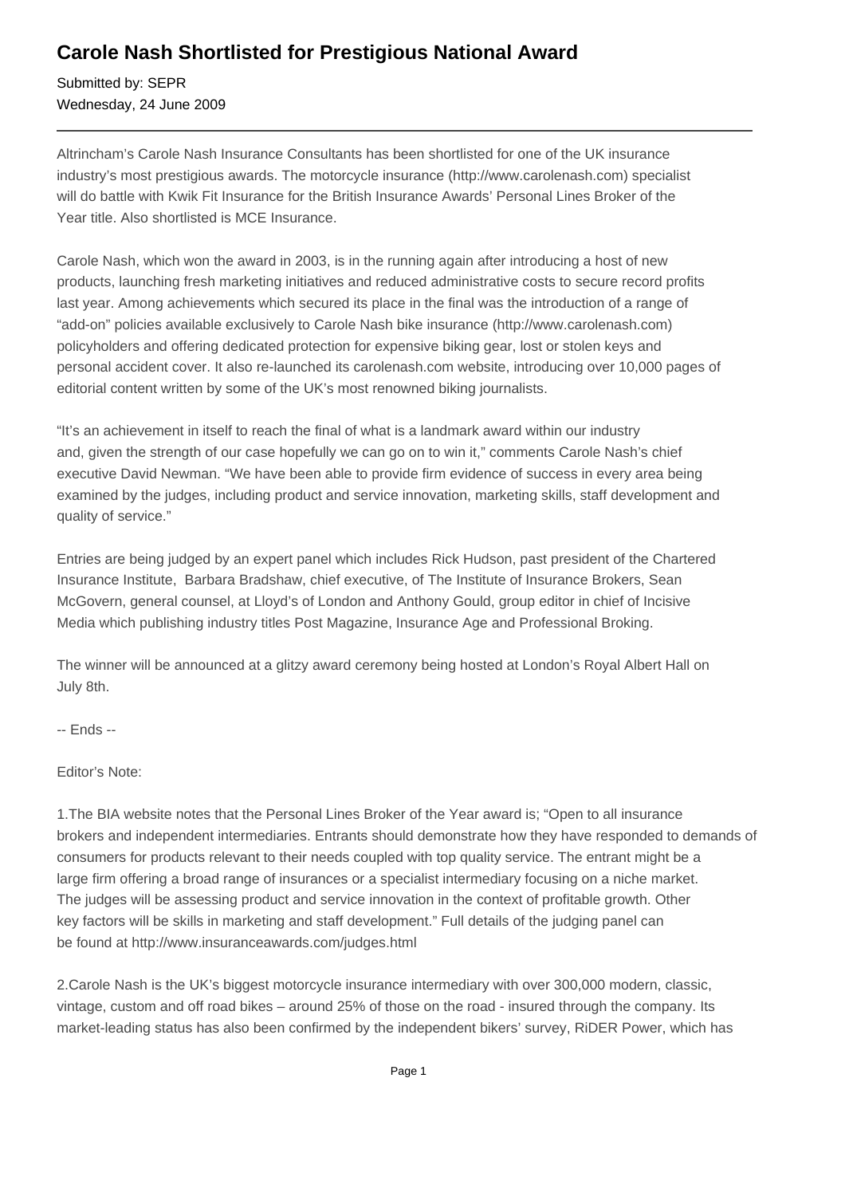# Carole Nash Shortlisted for Prestigious National Award

Submitted by: SEPR
Wednesday, 24 June 2009

---

Altrincham's Carole Nash Insurance Consultants has been shortlisted for one of the UK insurance industry's most prestigious awards. The motorcycle insurance (http://www.carolenash.com) specialist will do battle with Kwik Fit Insurance for the British Insurance Awards' Personal Lines Broker of the Year title. Also shortlisted is MCE Insurance.

Carole Nash, which won the award in 2003, is in the running again after introducing a host of new products, launching fresh marketing initiatives and reduced administrative costs to secure record profits last year. Among achievements which secured its place in the final was the introduction of a range of "add-on" policies available exclusively to Carole Nash bike insurance (http://www.carolenash.com) policyholders and offering dedicated protection for expensive biking gear, lost or stolen keys and personal accident cover. It also re-launched its carolenash.com website, introducing over 10,000 pages of editorial content written by some of the UK's most renowned biking journalists.

"It's an achievement in itself to reach the final of what is a landmark award within our industry and, given the strength of our case hopefully we can go on to win it," comments Carole Nash's chief executive David Newman. "We have been able to provide firm evidence of success in every area being examined by the judges, including product and service innovation, marketing skills, staff development and quality of service."

Entries are being judged by an expert panel which includes Rick Hudson, past president of the Chartered Insurance Institute, Barbara Bradshaw, chief executive, of The Institute of Insurance Brokers, Sean McGovern, general counsel, at Lloyd's of London and Anthony Gould, group editor in chief of Incisive Media which publishing industry titles Post Magazine, Insurance Age and Professional Broking.

The winner will be announced at a glitzy award ceremony being hosted at London's Royal Albert Hall on July 8th.

-- Ends --

Editor's Note:

1.The BIA website notes that the Personal Lines Broker of the Year award is; "Open to all insurance brokers and independent intermediaries. Entrants should demonstrate how they have responded to demands of consumers for products relevant to their needs coupled with top quality service. The entrant might be a large firm offering a broad range of insurances or a specialist intermediary focusing on a niche market. The judges will be assessing product and service innovation in the context of profitable growth. Other key factors will be skills in marketing and staff development." Full details of the judging panel can be found at http://www.insuranceawards.com/judges.html

2.Carole Nash is the UK's biggest motorcycle insurance intermediary with over 300,000 modern, classic, vintage, custom and off road bikes – around 25% of those on the road - insured through the company. Its market-leading status has also been confirmed by the independent bikers' survey, RiDER Power, which has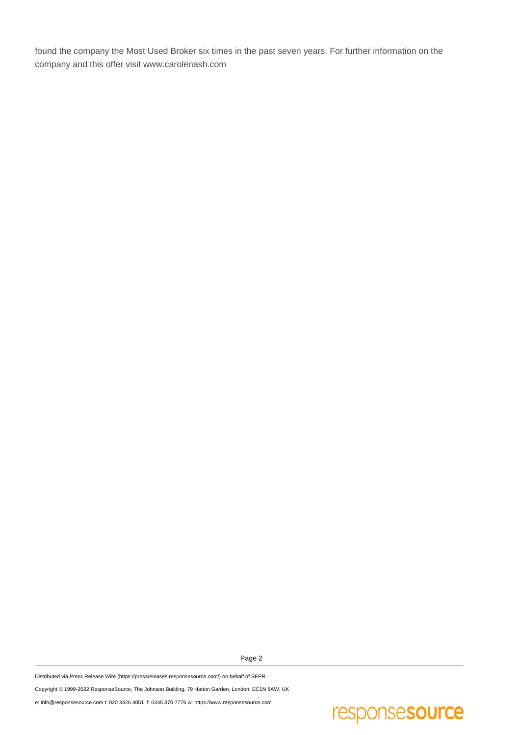found the company the Most Used Broker six times in the past seven years. For further information on the company and this offer visit www.carolenash.com